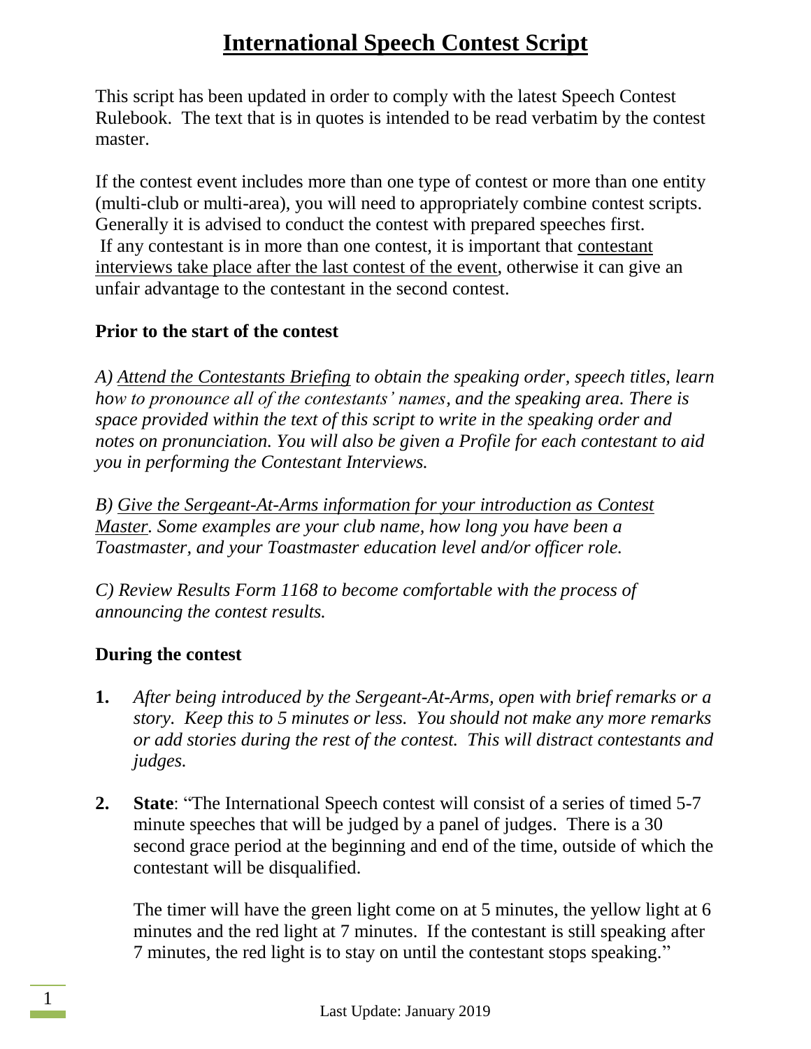# International Speech Contest Script

This script has been updated in order to comply with the latest Speech Contest Rulebook. The text that is in quotes is intended to be read verbatim by the contest master.

If the contest event includes more than one type of contest or more than one entity (multi-club or multi-area), you will need to appropriately combine contest scripts. Generally it is advised to conduct the contest with prepared speeches first. If any contestant is in more than one contest, it is important that <u>contestant interviews take place after the last contest of the event</u>, otherwise it can give an unfair advantage to the contestant in the second contest.

**Prior to the start of the contest**

*A) <u>Attend the Contestants Briefing</u> to obtain the speaking order, speech titles, learn how to pronounce all of the contestants' names, and the speaking area. There is space provided within the text of this script to write in the speaking order and notes on pronunciation. You will also be given a Profile for each contestant to aid you in performing the Contestant Interviews.*

*B) <u>Give the Sergeant-At-Arms information for your introduction as Contest Master</u>. Some examples are your club name, how long you have been a Toastmaster, and your Toastmaster education level and/or officer role.*

*C) Review Results Form 1168 to become comfortable with the process of announcing the contest results.*

**During the contest**

1. *After being introduced by the Sergeant-At-Arms, open with brief remarks or a story. Keep this to 5 minutes or less. You should not make any more remarks or add stories during the rest of the contest. This will distract contestants and judges.*

2. **State**: "The International Speech contest will consist of a series of timed 5-7 minute speeches that will be judged by a panel of judges. There is a 30 second grace period at the beginning and end of the time, outside of which the contestant will be disqualified.

   The timer will have the green light come on at 5 minutes, the yellow light at 6 minutes and the red light at 7 minutes. If the contestant is still speaking after 7 minutes, the red light is to stay on until the contestant stops speaking."

Last Update: January 2019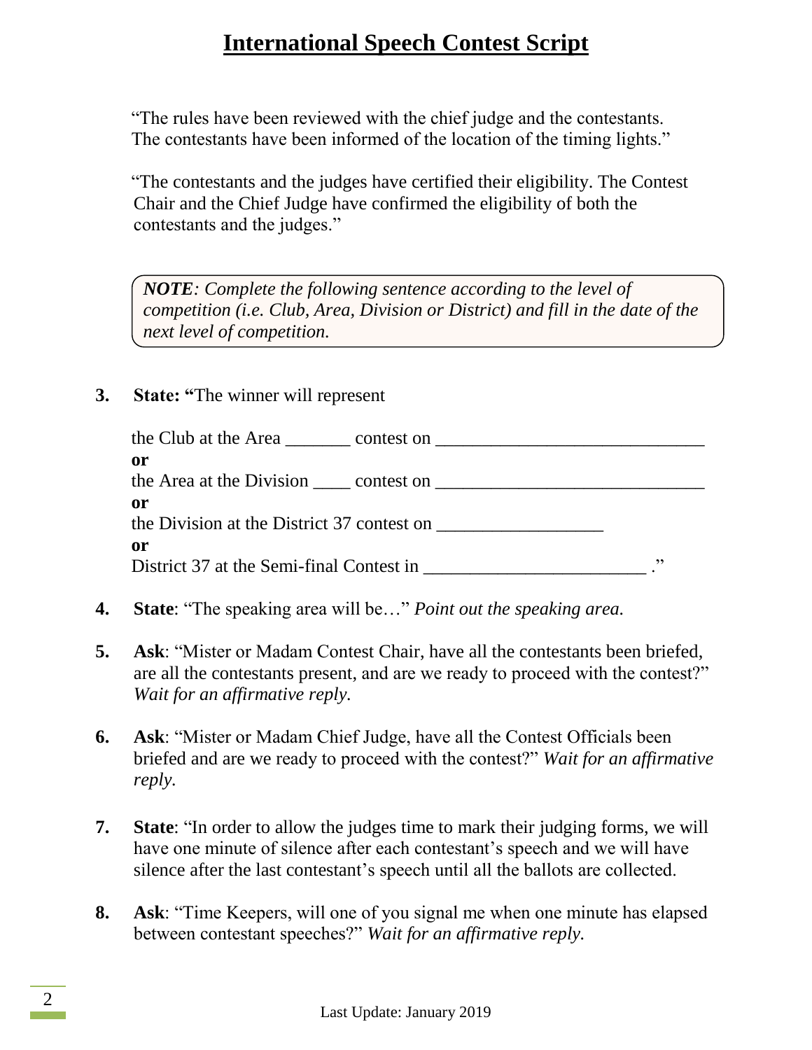# International Speech Contest Script

"The rules have been reviewed with the chief judge and the contestants. The contestants have been informed of the location of the timing lights."

"The contestants and the judges have certified their eligibility. The Contest Chair and the Chief Judge have confirmed the eligibility of both the contestants and the judges."

> ***NOTE****: Complete the following sentence according to the level of competition (i.e. Club, Area, Division or District) and fill in the date of the next level of competition.*

3. **State: "**The winner will represent

   the Club at the Area _______ contest on ______________________________
   **or**
   the Area at the Division ____ contest on ______________________________
   **or**
   the Division at the District 37 contest on __________________
   **or**
   District 37 at the Semi-final Contest in ________________________ ."

4. **State**: "The speaking area will be…" *Point out the speaking area.*

5. **Ask**: "Mister or Madam Contest Chair, have all the contestants been briefed, are all the contestants present, and are we ready to proceed with the contest?" *Wait for an affirmative reply.*

6. **Ask**: "Mister or Madam Chief Judge, have all the Contest Officials been briefed and are we ready to proceed with the contest?" *Wait for an affirmative reply.*

7. **State**: "In order to allow the judges time to mark their judging forms, we will have one minute of silence after each contestant's speech and we will have silence after the last contestant's speech until all the ballots are collected.

8. **Ask**: "Time Keepers, will one of you signal me when one minute has elapsed between contestant speeches?" *Wait for an affirmative reply.*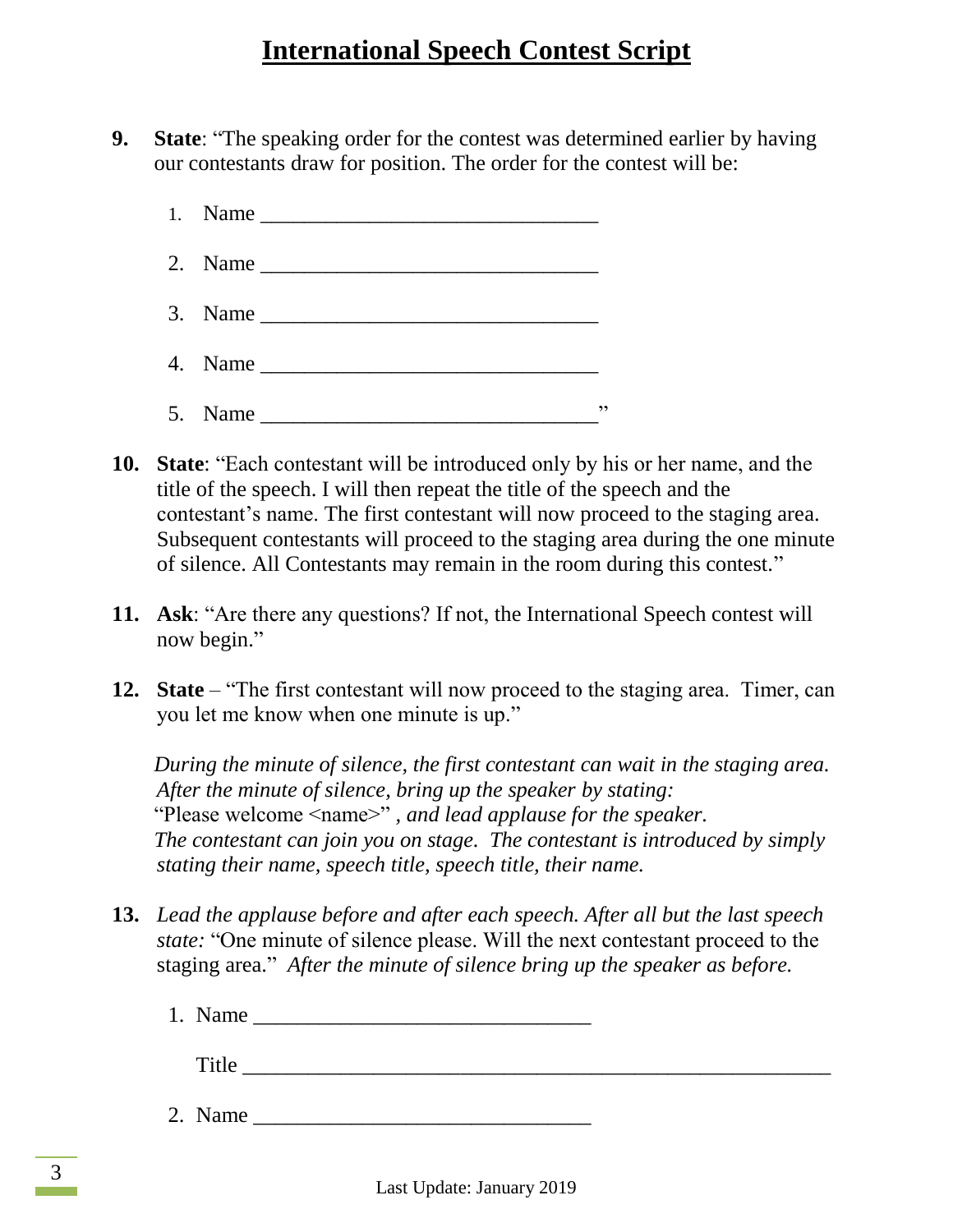# International Speech Contest Script

9. **State**: "The speaking order for the contest was determined earlier by having our contestants draw for position. The order for the contest will be:

   1. Name _______________________________

   2. Name _______________________________

   3. Name _______________________________

   4. Name _______________________________

   5. Name _______________________________"

10. **State**: "Each contestant will be introduced only by his or her name, and the title of the speech. I will then repeat the title of the speech and the contestant's name. The first contestant will now proceed to the staging area. Subsequent contestants will proceed to the staging area during the one minute of silence. All Contestants may remain in the room during this contest."

11. **Ask**: "Are there any questions? If not, the International Speech contest will now begin."

12. **State** – "The first contestant will now proceed to the staging area. Timer, can you let me know when one minute is up."

    *During the minute of silence, the first contestant can wait in the staging area. After the minute of silence, bring up the speaker by stating:* "Please welcome <name>" *, and lead applause for the speaker. The contestant can join you on stage. The contestant is introduced by simply stating their name, speech title, speech title, their name.*

13. *Lead the applause before and after each speech. After all but the last speech state:* "One minute of silence please. Will the next contestant proceed to the staging area." *After the minute of silence bring up the speaker as before.*

    1. Name _______________________________

       Title _______________________________________________________

    2. Name _______________________________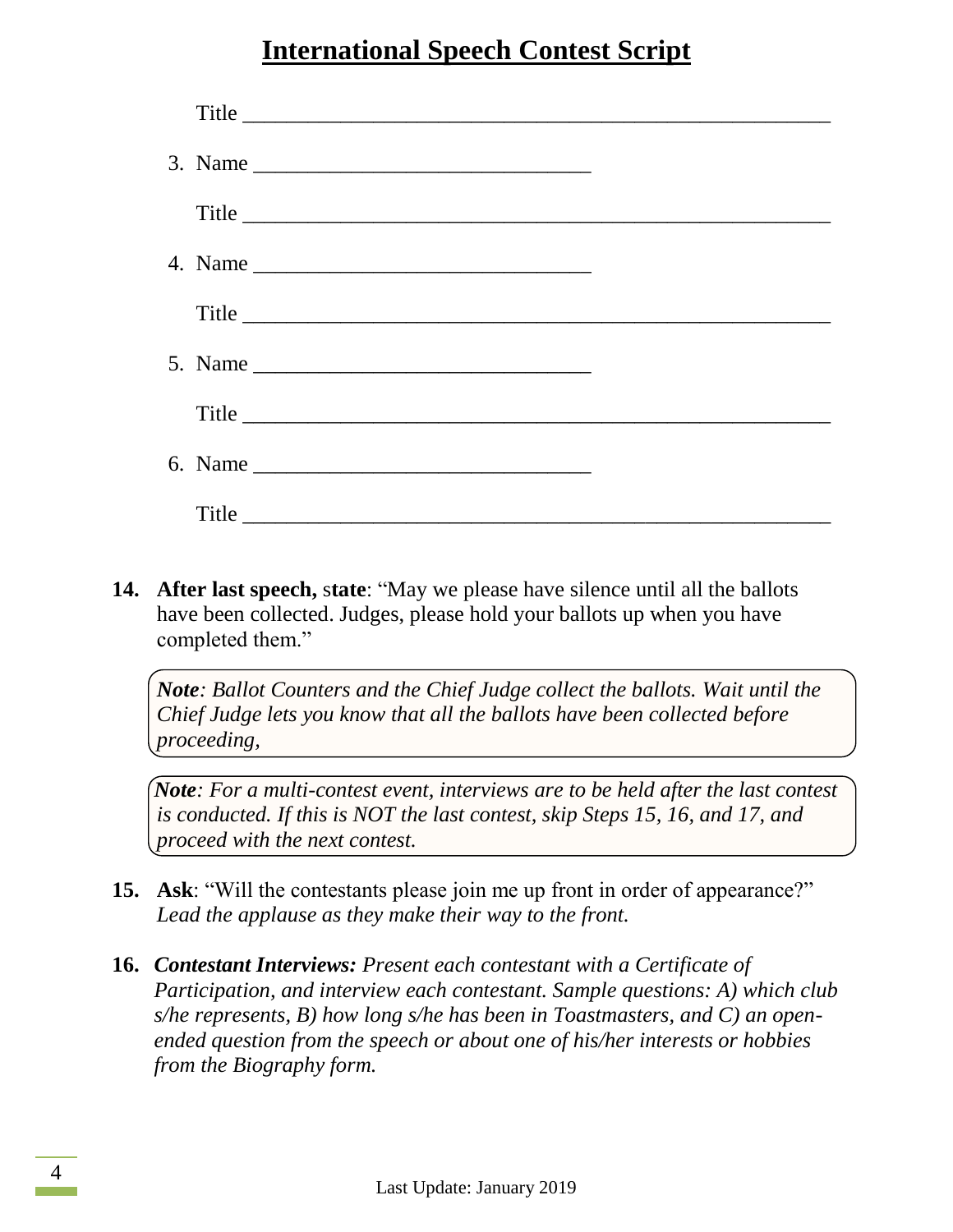## International Speech Contest Script

Title ______________________________________________________

3. Name ________________________________

   Title ______________________________________________________

4. Name ________________________________

   Title ______________________________________________________

5. Name ________________________________

   Title ______________________________________________________

6. Name ________________________________

   Title ______________________________________________________

14. **After last speech, state**: "May we please have silence until all the ballots have been collected. Judges, please hold your ballots up when you have completed them."

> ***Note****: Ballot Counters and the Chief Judge collect the ballots. Wait until the Chief Judge lets you know that all the ballots have been collected before proceeding,*

> ***Note****: For a multi-contest event, interviews are to be held after the last contest is conducted. If this is NOT the last contest, skip Steps 15, 16, and 17, and proceed with the next contest.*

15. **Ask**: "Will the contestants please join me up front in order of appearance?" *Lead the applause as they make their way to the front.*

16. ***Contestant Interviews:*** *Present each contestant with a Certificate of Participation, and interview each contestant. Sample questions: A) which club s/he represents, B) how long s/he has been in Toastmasters, and C) an open-ended question from the speech or about one of his/her interests or hobbies from the Biography form.*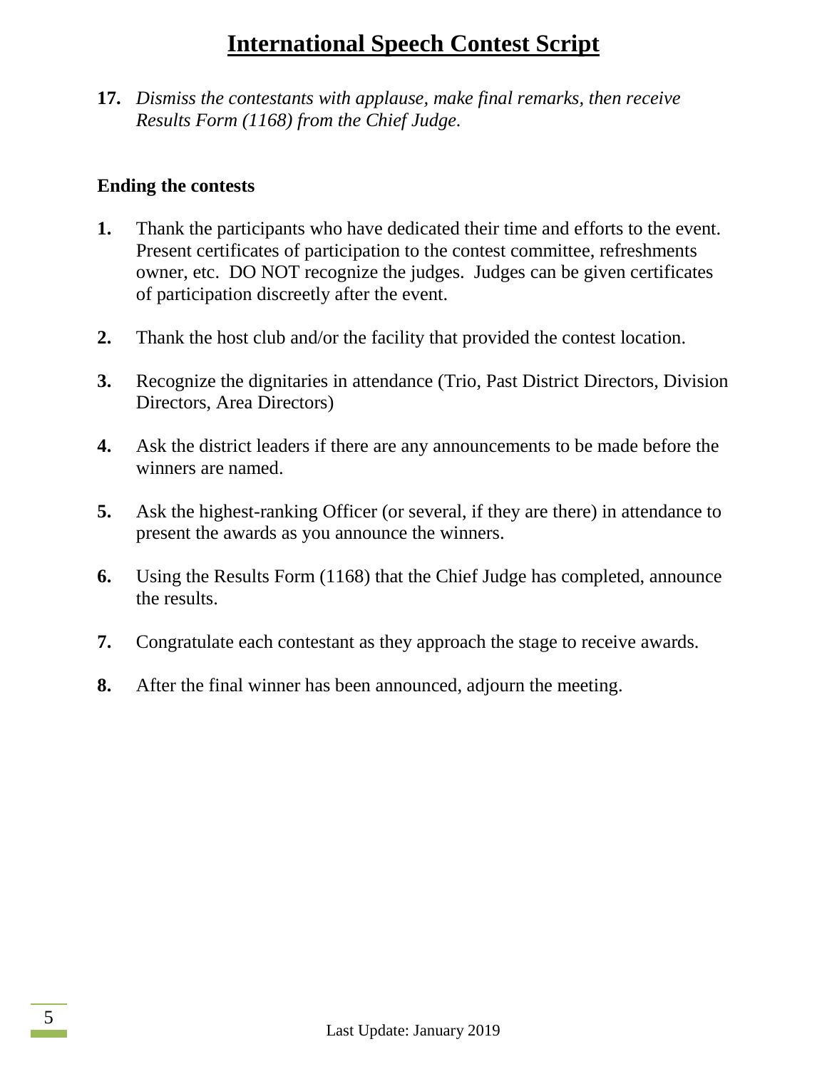# International Speech Contest Script

**17.** *Dismiss the contestants with applause, make final remarks, then receive Results Form (1168) from the Chief Judge.*

**Ending the contests**

1. Thank the participants who have dedicated their time and efforts to the event. Present certificates of participation to the contest committee, refreshments owner, etc. DO NOT recognize the judges. Judges can be given certificates of participation discreetly after the event.

2. Thank the host club and/or the facility that provided the contest location.

3. Recognize the dignitaries in attendance (Trio, Past District Directors, Division Directors, Area Directors)

4. Ask the district leaders if there are any announcements to be made before the winners are named.

5. Ask the highest-ranking Officer (or several, if they are there) in attendance to present the awards as you announce the winners.

6. Using the Results Form (1168) that the Chief Judge has completed, announce the results.

7. Congratulate each contestant as they approach the stage to receive awards.

8. After the final winner has been announced, adjourn the meeting.

Last Update: January 2019